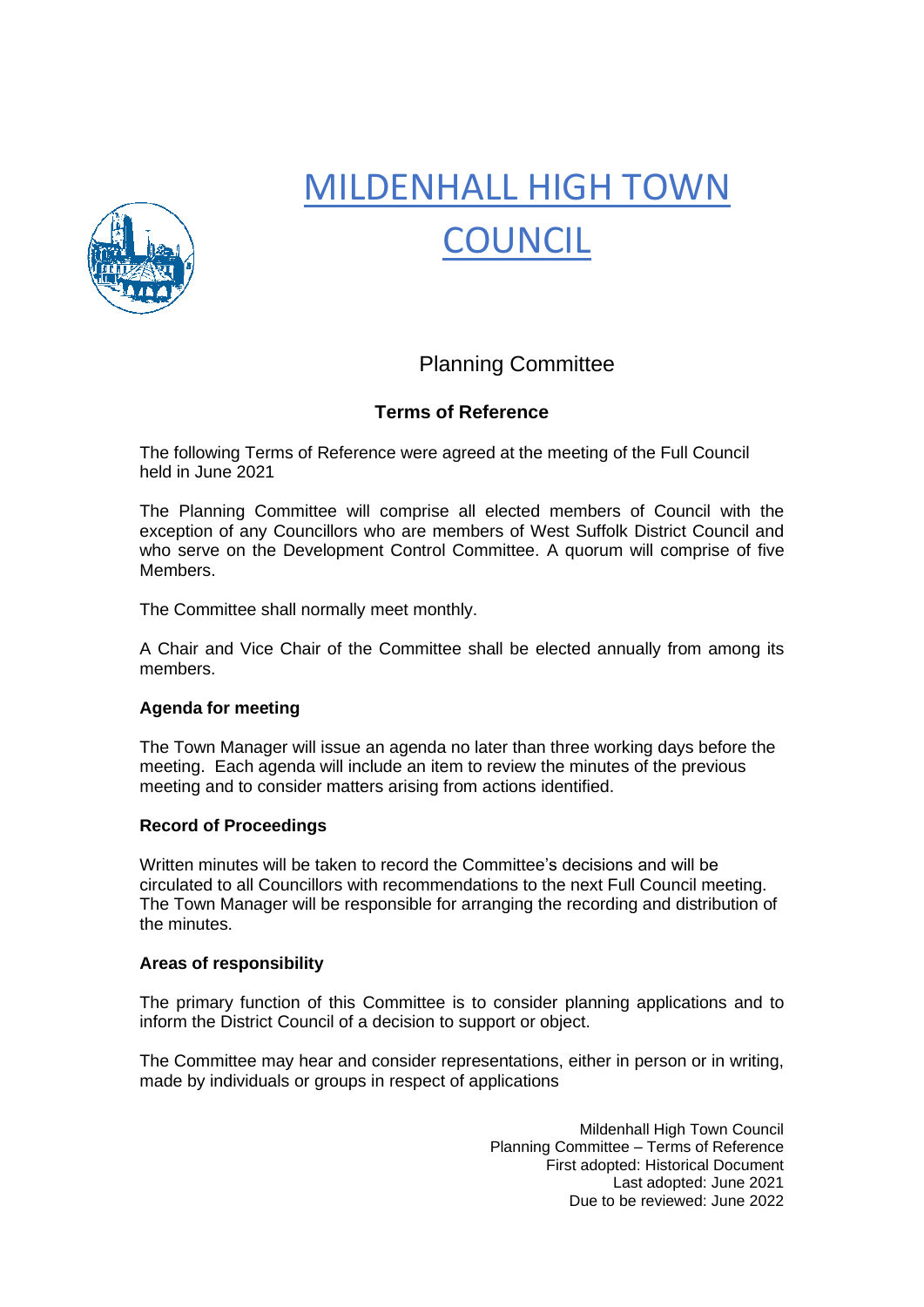# MILDENHALL HIGH TOWN COUNCIL

## Planning Committee

### Terms of Reference

The following Terms of Reference were agreed at the meeting of the Full Council held in June 2021

The Planning Committee will comprise all elected members of Council with the exception of any Councillors who are members of West Suffolk District Council and who serve on the Development Control Committee. A quorum will comprise of five Members.

The Committee shall normally meet monthly.

A Chair and Vice Chair of the Committee shall be elected annually from among its members.

**Agenda for meeting**

The Town Manager will issue an agenda no later than three working days before the meeting. Each agenda will include an item to review the minutes of the previous meeting and to consider matters arising from actions identified.

**Record of Proceedings**

Written minutes will be taken to record the Committee's decisions and will be circulated to all Councillors with recommendations to the next Full Council meeting. The Town Manager will be responsible for arranging the recording and distribution of the minutes.

**Areas of responsibility**

The primary function of this Committee is to consider planning applications and to inform the District Council of a decision to support or object.

The Committee may hear and consider representations, either in person or in writing, made by individuals or groups in respect of applications

Mildenhall High Town Council
Planning Committee – Terms of Reference
First adopted: Historical Document
Last adopted: June 2021
Due to be reviewed: June 2022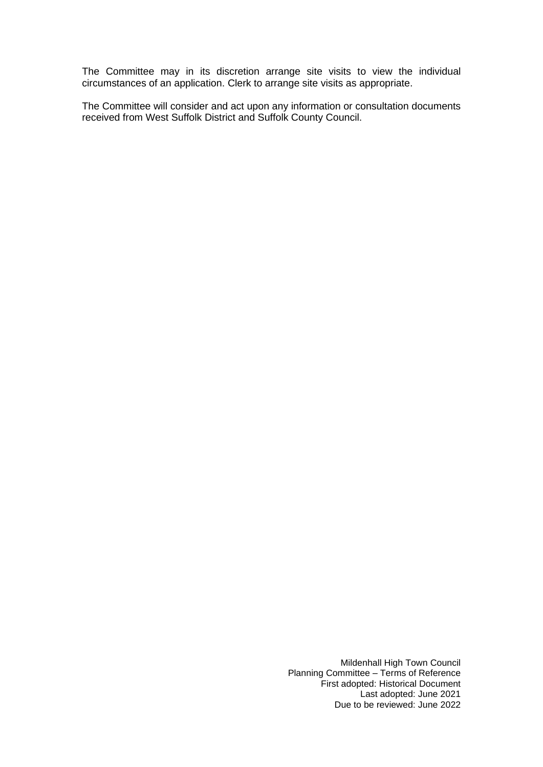The Committee may in its discretion arrange site visits to view the individual circumstances of an application. Clerk to arrange site visits as appropriate.

The Committee will consider and act upon any information or consultation documents received from West Suffolk District and Suffolk County Council.

Mildenhall High Town Council
Planning Committee – Terms of Reference
First adopted: Historical Document
Last adopted: June 2021
Due to be reviewed: June 2022